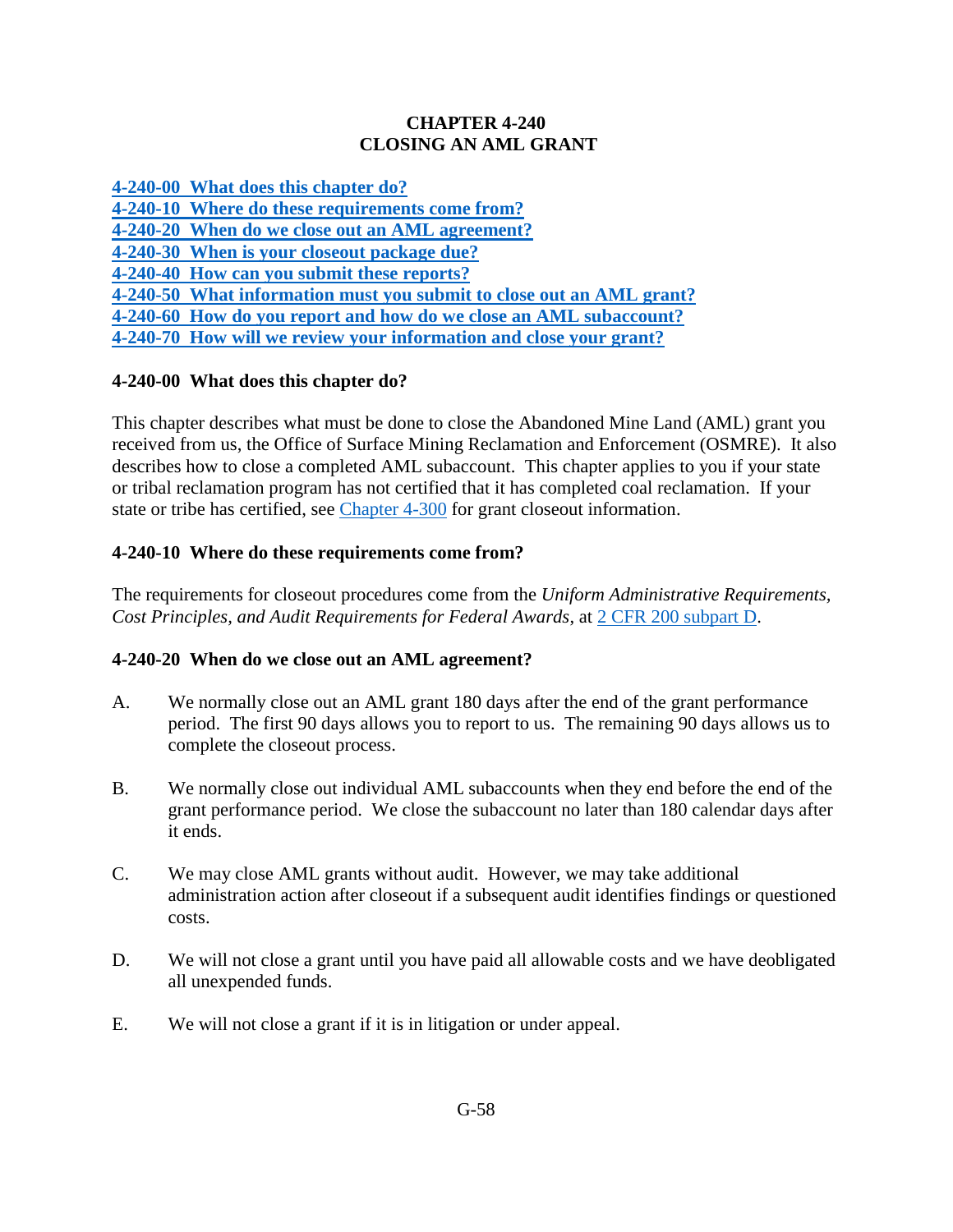# CHAPTER 4-240
# CLOSING AN AML GRANT

[4-240-00 What does this chapter do?](#)
[4-240-10 Where do these requirements come from?](#)
[4-240-20 When do we close out an AML agreement?](#)
[4-240-30 When is your closeout package due?](#)
[4-240-40 How can you submit these reports?](#)
[4-240-50 What information must you submit to close out an AML grant?](#)
[4-240-60 How do you report and how do we close an AML subaccount?](#)
[4-240-70 How will we review your information and close your grant?](#)

## 4-240-00 What does this chapter do?

This chapter describes what must be done to close the Abandoned Mine Land (AML) grant you received from us, the Office of Surface Mining Reclamation and Enforcement (OSMRE). It also describes how to close a completed AML subaccount. This chapter applies to you if your state or tribal reclamation program has not certified that it has completed coal reclamation. If your state or tribe has certified, see [Chapter 4-300](#) for grant closeout information.

## 4-240-10 Where do these requirements come from?

The requirements for closeout procedures come from the *Uniform Administrative Requirements, Cost Principles, and Audit Requirements for Federal Awards*, at [2 CFR 200 subpart D](#).

## 4-240-20 When do we close out an AML agreement?

A. We normally close out an AML grant 180 days after the end of the grant performance period. The first 90 days allows you to report to us. The remaining 90 days allows us to complete the closeout process.

B. We normally close out individual AML subaccounts when they end before the end of the grant performance period. We close the subaccount no later than 180 calendar days after it ends.

C. We may close AML grants without audit. However, we may take additional administration action after closeout if a subsequent audit identifies findings or questioned costs.

D. We will not close a grant until you have paid all allowable costs and we have deobligated all unexpended funds.

E. We will not close a grant if it is in litigation or under appeal.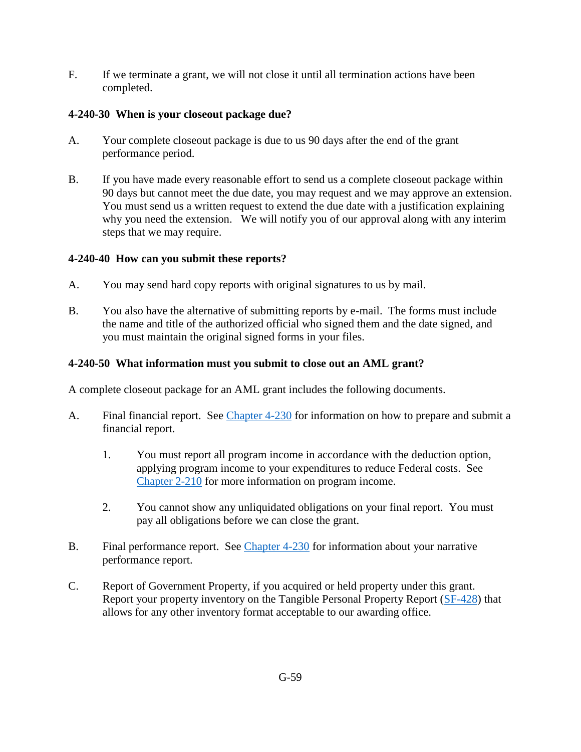F. If we terminate a grant, we will not close it until all termination actions have been completed.

### 4-240-30 When is your closeout package due?

A. Your complete closeout package is due to us 90 days after the end of the grant performance period.

B. If you have made every reasonable effort to send us a complete closeout package within 90 days but cannot meet the due date, you may request and we may approve an extension. You must send us a written request to extend the due date with a justification explaining why you need the extension. We will notify you of our approval along with any interim steps that we may require.

### 4-240-40 How can you submit these reports?

A. You may send hard copy reports with original signatures to us by mail.

B. You also have the alternative of submitting reports by e-mail. The forms must include the name and title of the authorized official who signed them and the date signed, and you must maintain the original signed forms in your files.

### 4-240-50 What information must you submit to close out an AML grant?

A complete closeout package for an AML grant includes the following documents.

A. Final financial report. See Chapter 4-230 for information on how to prepare and submit a financial report.

   1. You must report all program income in accordance with the deduction option, applying program income to your expenditures to reduce Federal costs. See Chapter 2-210 for more information on program income.

   2. You cannot show any unliquidated obligations on your final report. You must pay all obligations before we can close the grant.

B. Final performance report. See Chapter 4-230 for information about your narrative performance report.

C. Report of Government Property, if you acquired or held property under this grant. Report your property inventory on the Tangible Personal Property Report (SF-428) that allows for any other inventory format acceptable to our awarding office.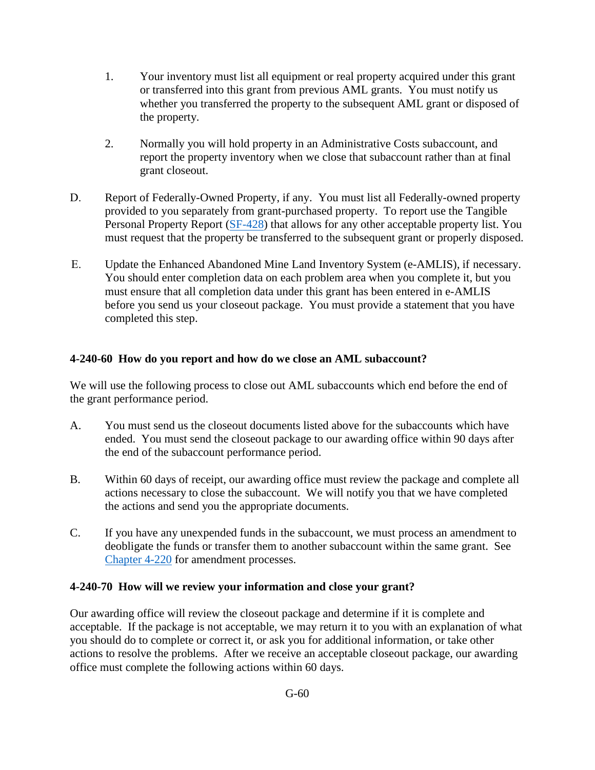1. Your inventory must list all equipment or real property acquired under this grant or transferred into this grant from previous AML grants. You must notify us whether you transferred the property to the subsequent AML grant or disposed of the property.

2. Normally you will hold property in an Administrative Costs subaccount, and report the property inventory when we close that subaccount rather than at final grant closeout.

D. Report of Federally-Owned Property, if any. You must list all Federally-owned property provided to you separately from grant-purchased property. To report use the Tangible Personal Property Report (SF-428) that allows for any other acceptable property list. You must request that the property be transferred to the subsequent grant or properly disposed.

E. Update the Enhanced Abandoned Mine Land Inventory System (e-AMLIS), if necessary. You should enter completion data on each problem area when you complete it, but you must ensure that all completion data under this grant has been entered in e-AMLIS before you send us your closeout package. You must provide a statement that you have completed this step.

### 4-240-60 How do you report and how do we close an AML subaccount?

We will use the following process to close out AML subaccounts which end before the end of the grant performance period.

A. You must send us the closeout documents listed above for the subaccounts which have ended. You must send the closeout package to our awarding office within 90 days after the end of the subaccount performance period.

B. Within 60 days of receipt, our awarding office must review the package and complete all actions necessary to close the subaccount. We will notify you that we have completed the actions and send you the appropriate documents.

C. If you have any unexpended funds in the subaccount, we must process an amendment to deobligate the funds or transfer them to another subaccount within the same grant. See Chapter 4-220 for amendment processes.

### 4-240-70 How will we review your information and close your grant?

Our awarding office will review the closeout package and determine if it is complete and acceptable. If the package is not acceptable, we may return it to you with an explanation of what you should do to complete or correct it, or ask you for additional information, or take other actions to resolve the problems. After we receive an acceptable closeout package, our awarding office must complete the following actions within 60 days.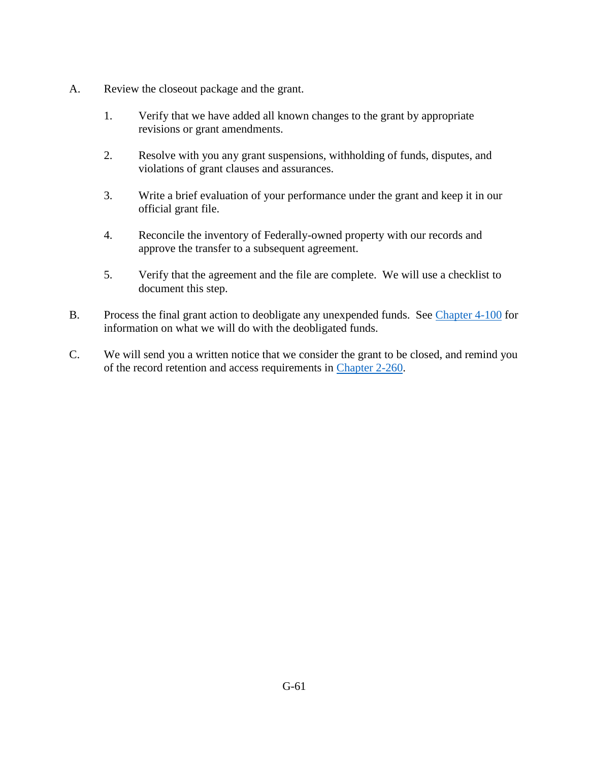A. Review the closeout package and the grant.

   1. Verify that we have added all known changes to the grant by appropriate revisions or grant amendments.

   2. Resolve with you any grant suspensions, withholding of funds, disputes, and violations of grant clauses and assurances.

   3. Write a brief evaluation of your performance under the grant and keep it in our official grant file.

   4. Reconcile the inventory of Federally-owned property with our records and approve the transfer to a subsequent agreement.

   5. Verify that the agreement and the file are complete. We will use a checklist to document this step.

B. Process the final grant action to deobligate any unexpended funds. See Chapter 4-100 for information on what we will do with the deobligated funds.

C. We will send you a written notice that we consider the grant to be closed, and remind you of the record retention and access requirements in Chapter 2-260.